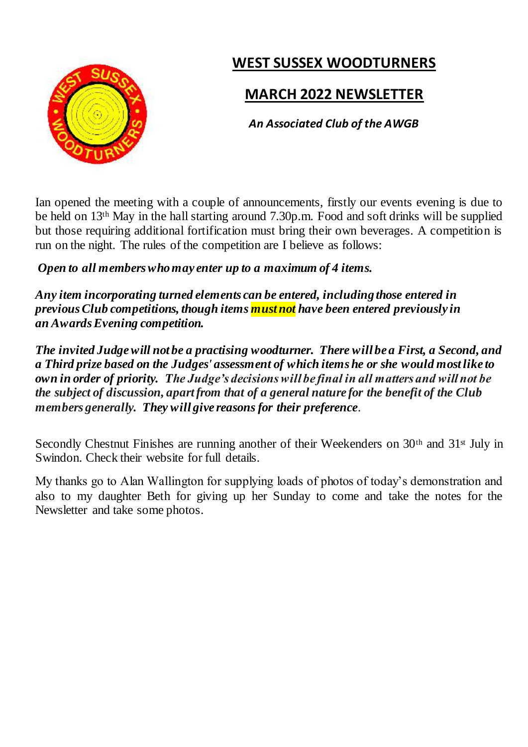# WEST SUSSEX WOODTURNERS

## MARCH 2022 NEWSLETTER

***An Associated Club of the AWGB***

Ian opened the meeting with a couple of announcements, firstly our events evening is due to be held on 13th May in the hall starting around 7.30p.m. Food and soft drinks will be supplied but those requiring additional fortification must bring their own beverages. A competition is run on the night. The rules of the competition are I believe as follows:

***Open to all members who may enter up to a maximum of 4 items.***

***Any item incorporating turned elements can be entered, including those entered in previous Club competitions, though items must not have been entered previously in an Awards Evening competition.***

***The invited Judge will not be a practising woodturner. There will be a First, a Second, and a Third prize based on the Judges' assessment of which items he or she would most like to own in order of priority. The Judge's decisions will be final in all matters and will not be the subject of discussion, apart from that of a general nature for the benefit of the Club members generally. They will give reasons for their preference.***

Secondly Chestnut Finishes are running another of their Weekenders on 30th and 31st July in Swindon. Check their website for full details.

My thanks go to Alan Wallington for supplying loads of photos of today's demonstration and also to my daughter Beth for giving up her Sunday to come and take the notes for the Newsletter and take some photos.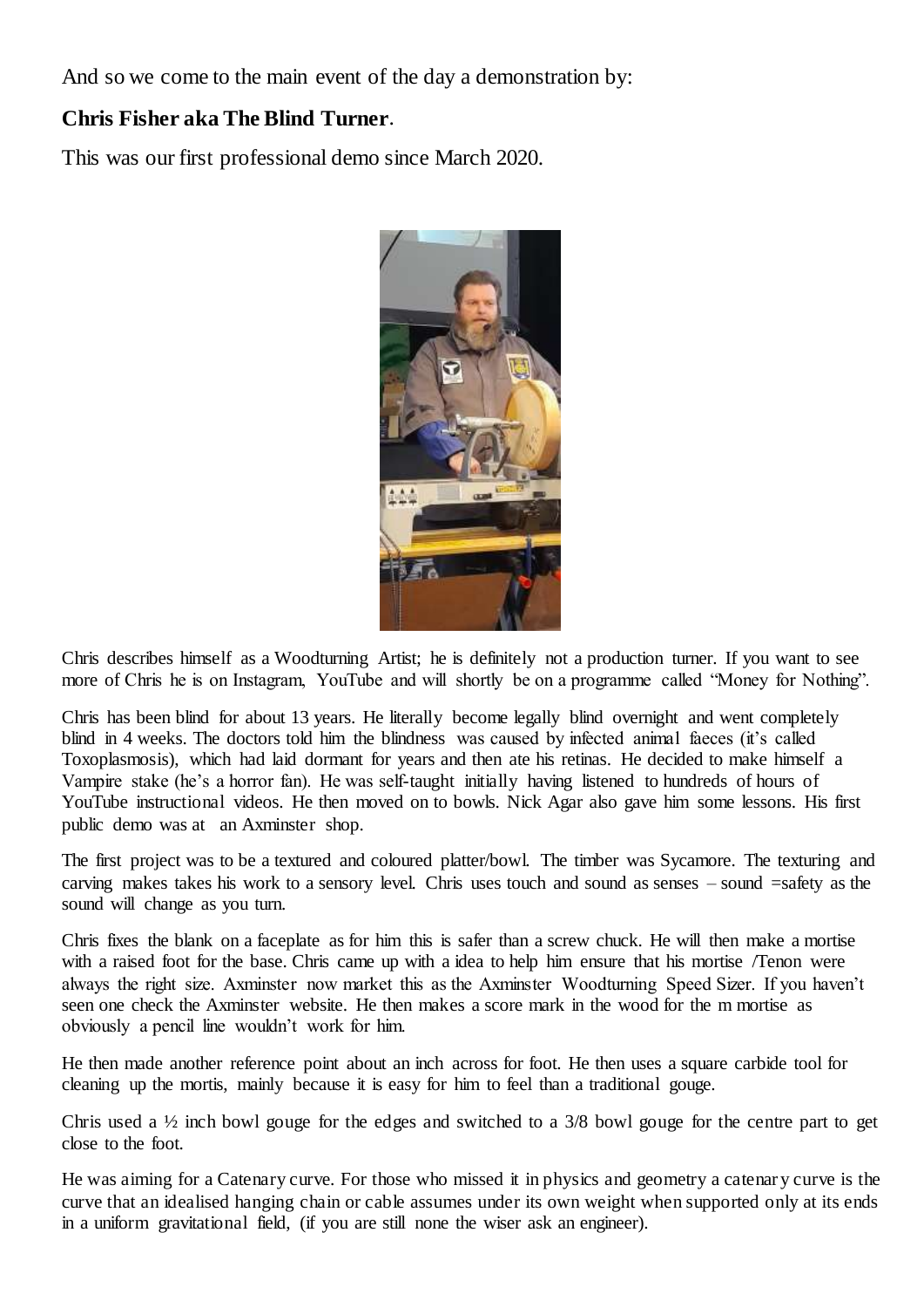And so we come to the main event of the day a demonstration by:

**Chris Fisher aka The Blind Turner**.

This was our first professional demo since March 2020.

Chris describes himself as a Woodturning Artist; he is definitely not a production turner. If you want to see more of Chris he is on Instagram, YouTube and will shortly be on a programme called "Money for Nothing".

Chris has been blind for about 13 years. He literally become legally blind overnight and went completely blind in 4 weeks. The doctors told him the blindness was caused by infected animal faeces (it's called Toxoplasmosis), which had laid dormant for years and then ate his retinas. He decided to make himself a Vampire stake (he's a horror fan). He was self-taught initially having listened to hundreds of hours of YouTube instructional videos. He then moved on to bowls. Nick Agar also gave him some lessons. His first public demo was at an Axminster shop.

The first project was to be a textured and coloured platter/bowl. The timber was Sycamore. The texturing and carving makes takes his work to a sensory level. Chris uses touch and sound as senses – sound =safety as the sound will change as you turn.

Chris fixes the blank on a faceplate as for him this is safer than a screw chuck. He will then make a mortise with a raised foot for the base. Chris came up with a idea to help him ensure that his mortise /Tenon were always the right size. Axminster now market this as the Axminster Woodturning Speed Sizer. If you haven't seen one check the Axminster website. He then makes a score mark in the wood for the m mortise as obviously a pencil line wouldn't work for him.

He then made another reference point about an inch across for foot. He then uses a square carbide tool for cleaning up the mortis, mainly because it is easy for him to feel than a traditional gouge.

Chris used a ½ inch bowl gouge for the edges and switched to a 3/8 bowl gouge for the centre part to get close to the foot.

He was aiming for a Catenary curve. For those who missed it in physics and geometry a catenary curve is the curve that an idealised hanging chain or cable assumes under its own weight when supported only at its ends in a uniform gravitational field, (if you are still none the wiser ask an engineer).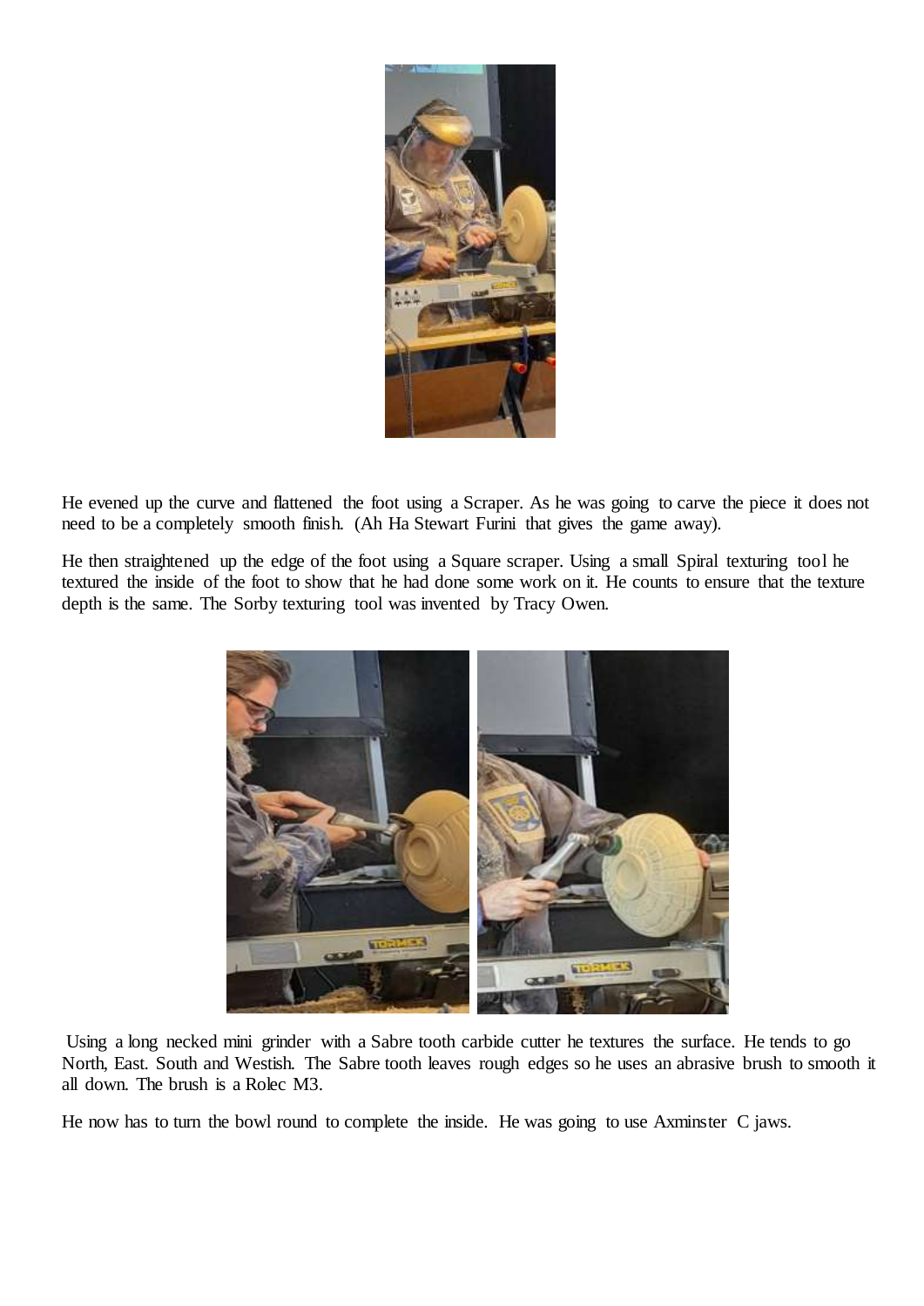He evened up the curve and flattened the foot using a Scraper. As he was going to carve the piece it does not need to be a completely smooth finish. (Ah Ha Stewart Furini that gives the game away).

He then straightened up the edge of the foot using a Square scraper. Using a small Spiral texturing tool he textured the inside of the foot to show that he had done some work on it. He counts to ensure that the texture depth is the same. The Sorby texturing tool was invented by Tracy Owen.

Using a long necked mini grinder with a Sabre tooth carbide cutter he textures the surface. He tends to go North, East. South and Westish. The Sabre tooth leaves rough edges so he uses an abrasive brush to smooth it all down. The brush is a Rolec M3.

He now has to turn the bowl round to complete the inside. He was going to use Axminster C jaws.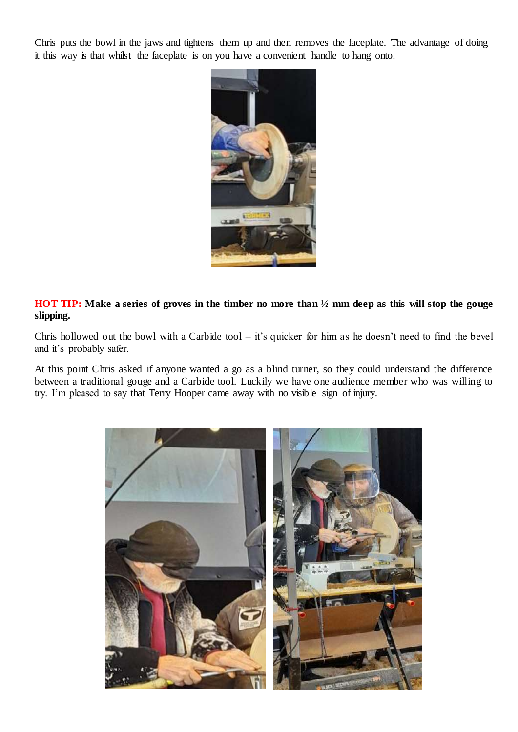Chris puts the bowl in the jaws and tightens them up and then removes the faceplate. The advantage of doing it this way is that whilst the faceplate is on you have a convenient handle to hang onto.

**HOT TIP:** **Make a series of groves in the timber no more than ½ mm deep as this will stop the gouge slipping.**

Chris hollowed out the bowl with a Carbide tool – it's quicker for him as he doesn't need to find the bevel and it's probably safer.

At this point Chris asked if anyone wanted a go as a blind turner, so they could understand the difference between a traditional gouge and a Carbide tool. Luckily we have one audience member who was willing to try. I'm pleased to say that Terry Hooper came away with no visible sign of injury.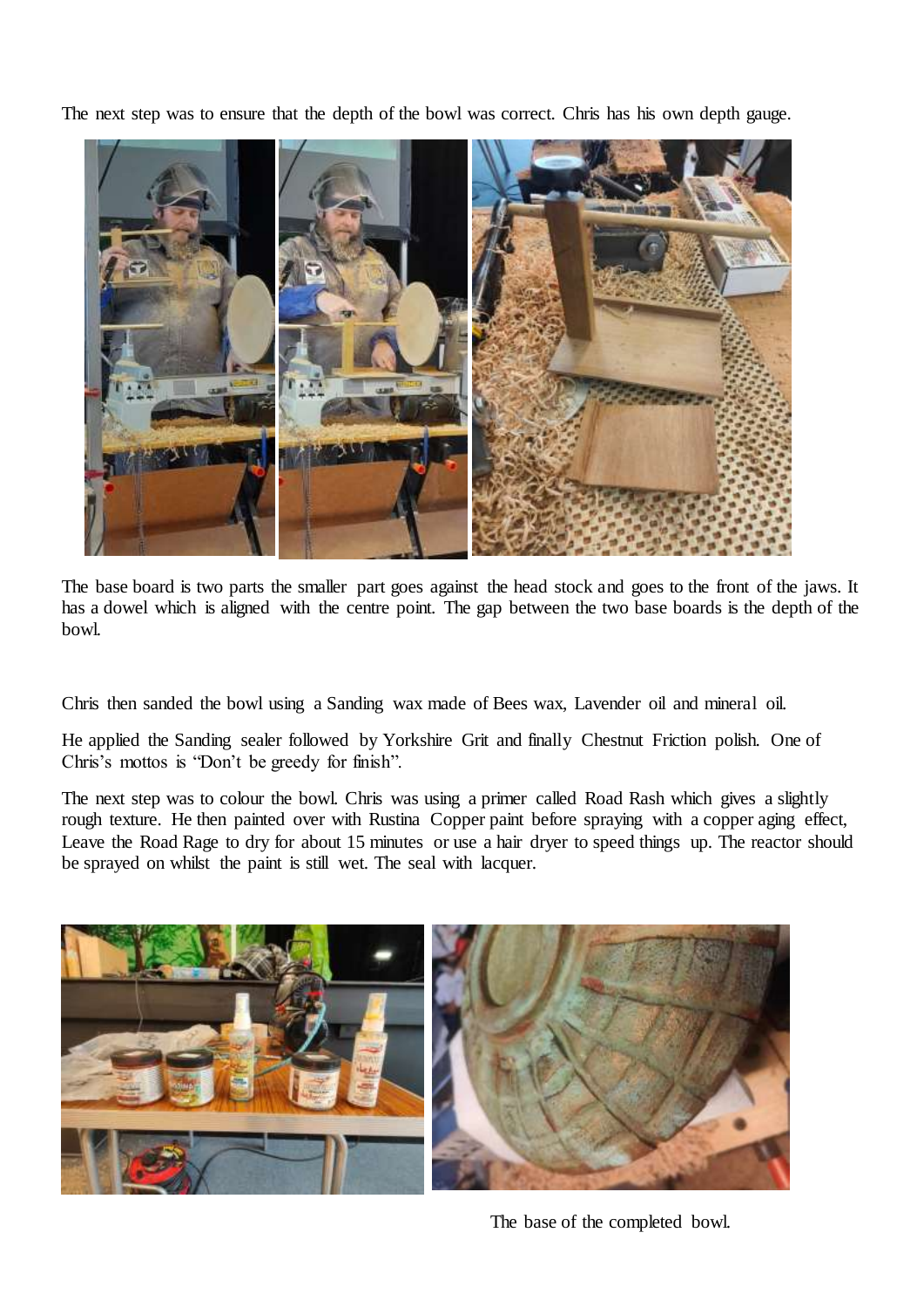The next step was to ensure that the depth of the bowl was correct. Chris has his own depth gauge.

The base board is two parts the smaller part goes against the head stock and goes to the front of the jaws. It has a dowel which is aligned with the centre point. The gap between the two base boards is the depth of the bowl.

Chris then sanded the bowl using a Sanding wax made of Bees wax, Lavender oil and mineral oil.

He applied the Sanding sealer followed by Yorkshire Grit and finally Chestnut Friction polish. One of Chris's mottos is "Don't be greedy for finish".

The next step was to colour the bowl. Chris was using a primer called Road Rash which gives a slightly rough texture. He then painted over with Rustina Copper paint before spraying with a copper aging effect, Leave the Road Rage to dry for about 15 minutes or use a hair dryer to speed things up. The reactor should be sprayed on whilst the paint is still wet. The seal with lacquer.

The base of the completed bowl.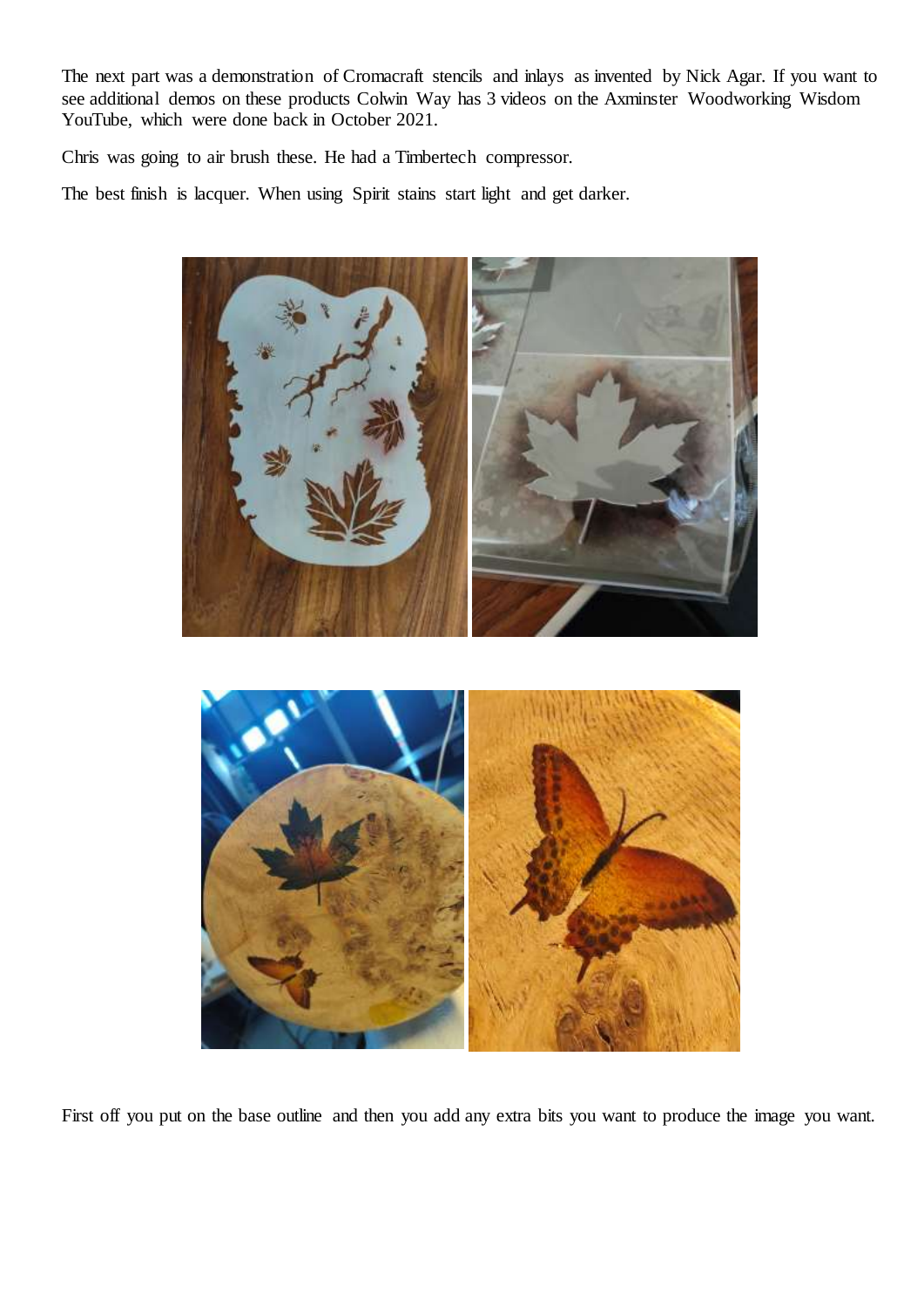The next part was a demonstration of Cromacraft stencils and inlays as invented by Nick Agar. If you want to see additional demos on these products Colwin Way has 3 videos on the Axminster Woodworking Wisdom YouTube, which were done back in October 2021.

Chris was going to air brush these. He had a Timbertech compressor.

The best finish is lacquer. When using Spirit stains start light and get darker.

First off you put on the base outline and then you add any extra bits you want to produce the image you want.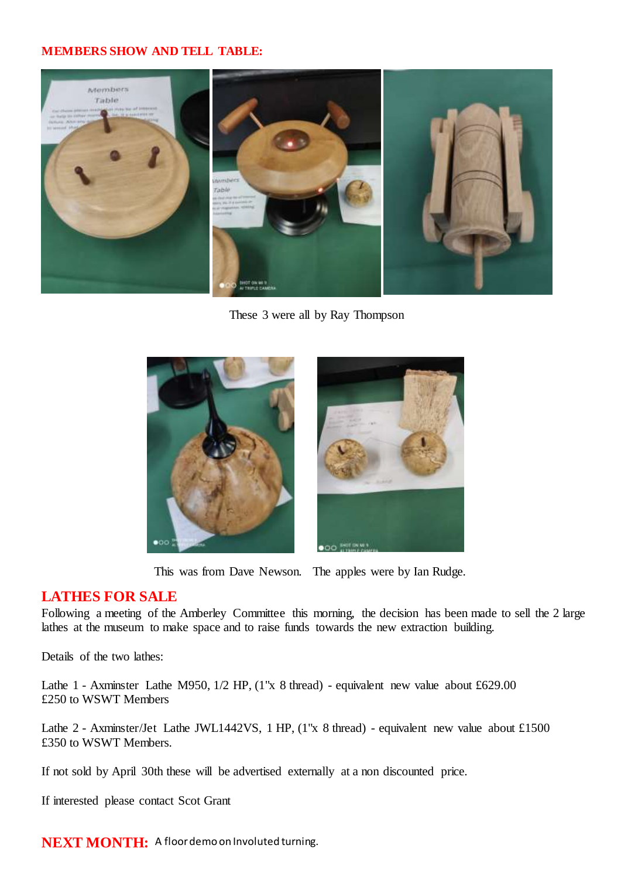## MEMBERS SHOW AND TELL TABLE:

These 3 were all by Ray Thompson

This was from Dave Newson. The apples were by Ian Rudge.

## LATHES FOR SALE

Following a meeting of the Amberley Committee this morning, the decision has been made to sell the 2 large lathes at the museum to make space and to raise funds towards the new extraction building.

Details of the two lathes:

Lathe 1 - Axminster Lathe M950, 1/2 HP, (1"x 8 thread) - equivalent new value about £629.00
£250 to WSWT Members

Lathe 2 - Axminster/Jet Lathe JWL1442VS, 1 HP, (1"x 8 thread) - equivalent new value about £1500
£350 to WSWT Members.

If not sold by April 30th these will be advertised externally at a non discounted price.

If interested please contact Scot Grant

**NEXT MONTH:** A floor demo on Involuted turning.